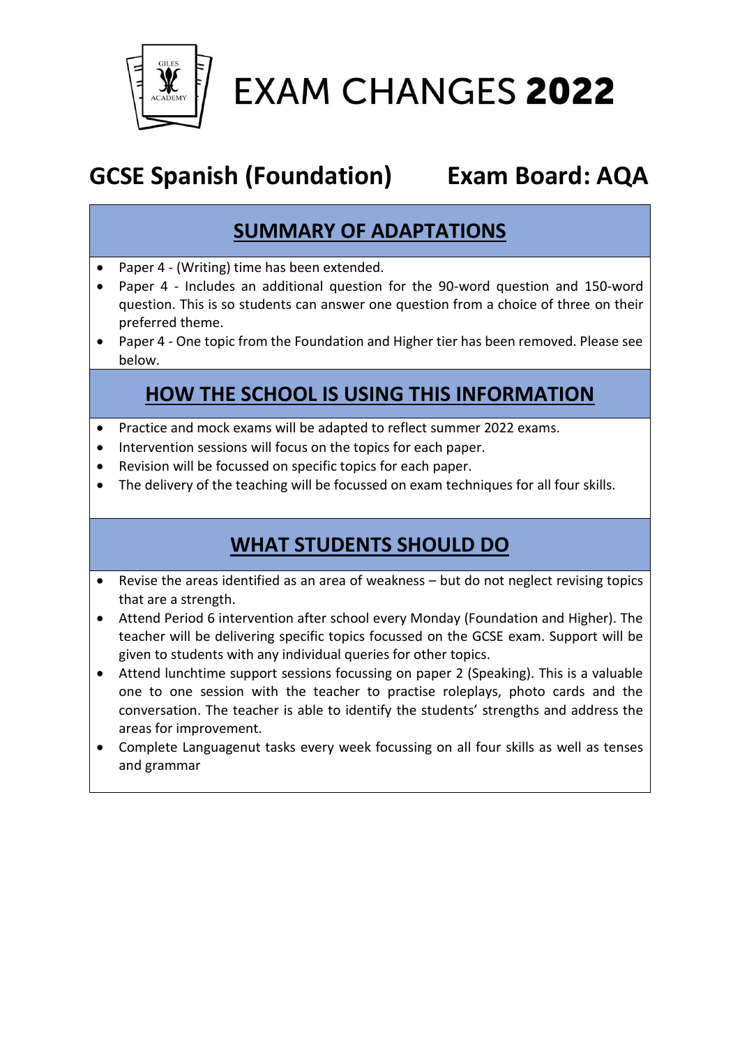# EXAM CHANGES **2022**

## GCSE Spanish (Foundation) Exam Board: AQA

### SUMMARY OF ADAPTATIONS

- Paper 4 - (Writing) time has been extended.
- Paper 4 - Includes an additional question for the 90-word question and 150-word question. This is so students can answer one question from a choice of three on their preferred theme.
- Paper 4 - One topic from the Foundation and Higher tier has been removed. Please see below.

### HOW THE SCHOOL IS USING THIS INFORMATION

- Practice and mock exams will be adapted to reflect summer 2022 exams.
- Intervention sessions will focus on the topics for each paper.
- Revision will be focussed on specific topics for each paper.
- The delivery of the teaching will be focussed on exam techniques for all four skills.

### WHAT STUDENTS SHOULD DO

- Revise the areas identified as an area of weakness – but do not neglect revising topics that are a strength.
- Attend Period 6 intervention after school every Monday (Foundation and Higher). The teacher will be delivering specific topics focussed on the GCSE exam. Support will be given to students with any individual queries for other topics.
- Attend lunchtime support sessions focussing on paper 2 (Speaking). This is a valuable one to one session with the teacher to practise roleplays, photo cards and the conversation. The teacher is able to identify the students' strengths and address the areas for improvement.
- Complete Languagenut tasks every week focussing on all four skills as well as tenses and grammar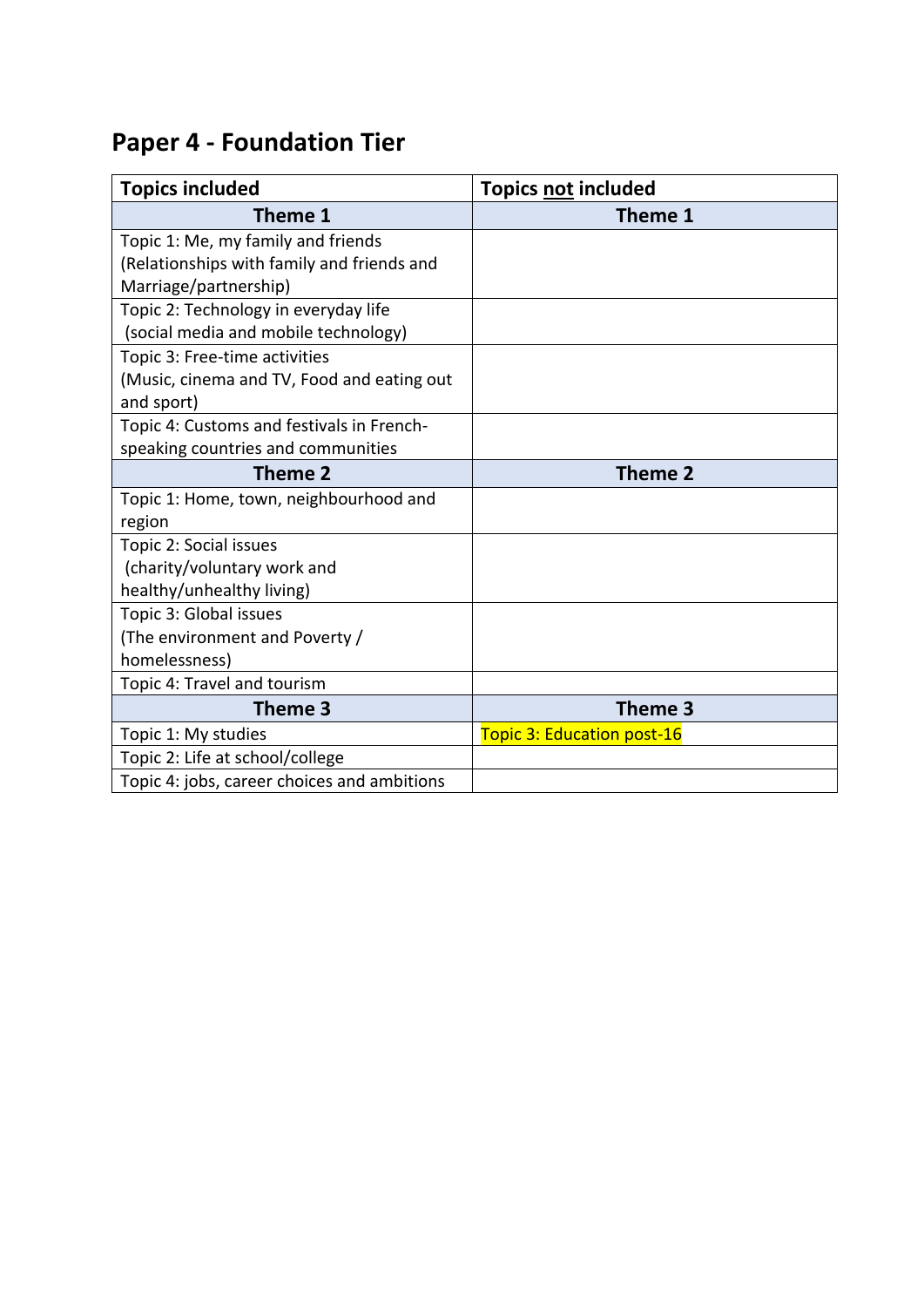## Paper 4 - Foundation Tier

| Topics included | Topics not included |
|---|---|
| **Theme 1** | **Theme 1** |
| Topic 1: Me, my family and friends (Relationships with family and friends and Marriage/partnership) | |
| Topic 2: Technology in everyday life (social media and mobile technology) | |
| Topic 3: Free-time activities (Music, cinema and TV, Food and eating out and sport) | |
| Topic 4: Customs and festivals in French-speaking countries and communities | |
| **Theme 2** | **Theme 2** |
| Topic 1: Home, town, neighbourhood and region | |
| Topic 2: Social issues (charity/voluntary work and healthy/unhealthy living) | |
| Topic 3: Global issues (The environment and Poverty / homelessness) | |
| Topic 4: Travel and tourism | |
| **Theme 3** | **Theme 3** |
| Topic 1: My studies | Topic 3: Education post-16 |
| Topic 2: Life at school/college | |
| Topic 4: jobs, career choices and ambitions | |